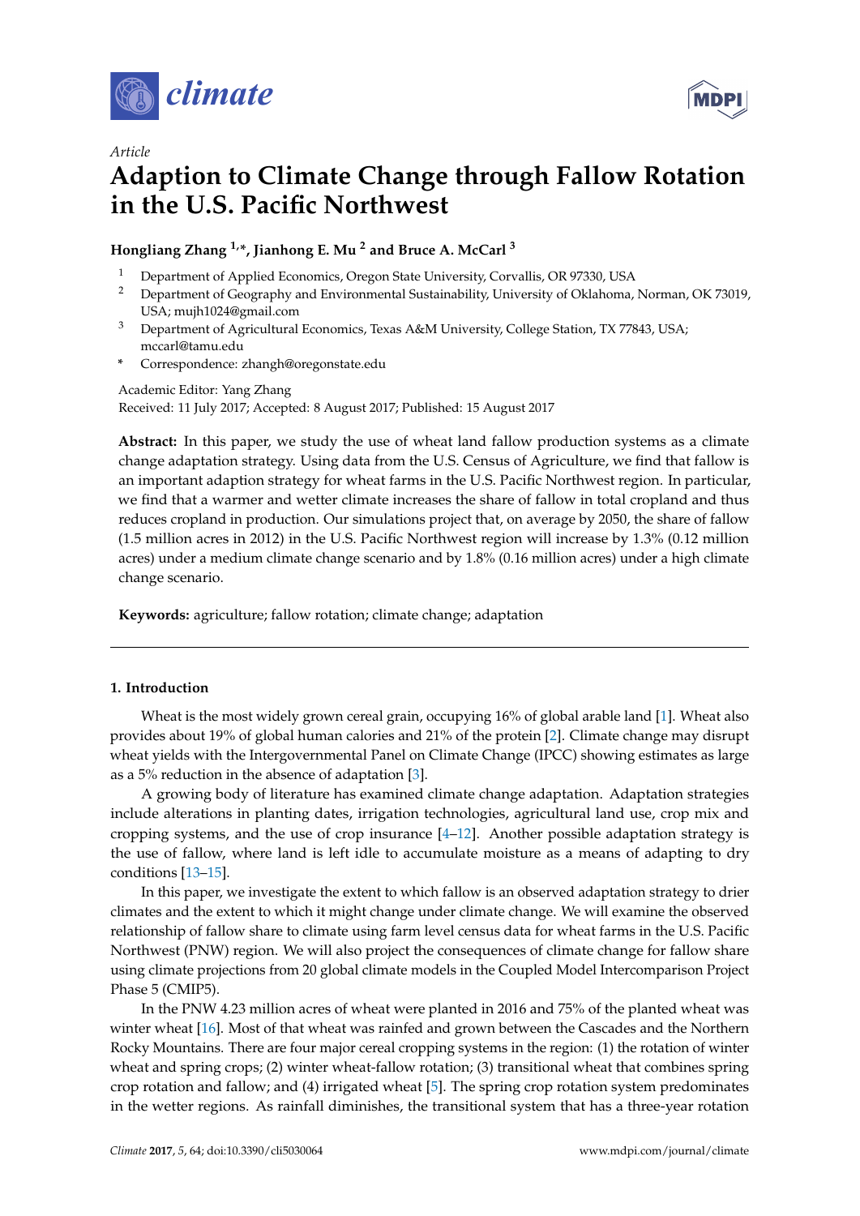*climate*

*Article*

# Adaption to Climate Change through Fallow Rotation in the U.S. Pacific Northwest

**Hongliang Zhang [1,*], Jianhong E. Mu [2] and Bruce A. McCarl [3]**

1. Department of Applied Economics, Oregon State University, Corvallis, OR 97330, USA
2. Department of Geography and Environmental Sustainability, University of Oklahoma, Norman, OK 73019, USA; mujh1024@gmail.com
3. Department of Agricultural Economics, Texas A&M University, College Station, TX 77843, USA; mccarl@tamu.edu

\* Correspondence: zhangh@oregonstate.edu

Academic Editor: Yang Zhang
Received: 11 July 2017; Accepted: 8 August 2017; Published: 15 August 2017

**Abstract:** In this paper, we study the use of wheat land fallow production systems as a climate change adaptation strategy. Using data from the U.S. Census of Agriculture, we find that fallow is an important adaption strategy for wheat farms in the U.S. Pacific Northwest region. In particular, we find that a warmer and wetter climate increases the share of fallow in total cropland and thus reduces cropland in production. Our simulations project that, on average by 2050, the share of fallow (1.5 million acres in 2012) in the U.S. Pacific Northwest region will increase by 1.3% (0.12 million acres) under a medium climate change scenario and by 1.8% (0.16 million acres) under a high climate change scenario.

**Keywords:** agriculture; fallow rotation; climate change; adaptation

## 1. Introduction

Wheat is the most widely grown cereal grain, occupying 16% of global arable land [1]. Wheat also provides about 19% of global human calories and 21% of the protein [2]. Climate change may disrupt wheat yields with the Intergovernmental Panel on Climate Change (IPCC) showing estimates as large as a 5% reduction in the absence of adaptation [3].

A growing body of literature has examined climate change adaptation. Adaptation strategies include alterations in planting dates, irrigation technologies, agricultural land use, crop mix and cropping systems, and the use of crop insurance [4–12]. Another possible adaptation strategy is the use of fallow, where land is left idle to accumulate moisture as a means of adapting to dry conditions [13–15].

In this paper, we investigate the extent to which fallow is an observed adaptation strategy to drier climates and the extent to which it might change under climate change. We will examine the observed relationship of fallow share to climate using farm level census data for wheat farms in the U.S. Pacific Northwest (PNW) region. We will also project the consequences of climate change for fallow share using climate projections from 20 global climate models in the Coupled Model Intercomparison Project Phase 5 (CMIP5).

In the PNW 4.23 million acres of wheat were planted in 2016 and 75% of the planted wheat was winter wheat [16]. Most of that wheat was rainfed and grown between the Cascades and the Northern Rocky Mountains. There are four major cereal cropping systems in the region: (1) the rotation of winter wheat and spring crops; (2) winter wheat-fallow rotation; (3) transitional wheat that combines spring crop rotation and fallow; and (4) irrigated wheat [5]. The spring crop rotation system predominates in the wetter regions. As rainfall diminishes, the transitional system that has a three-year rotation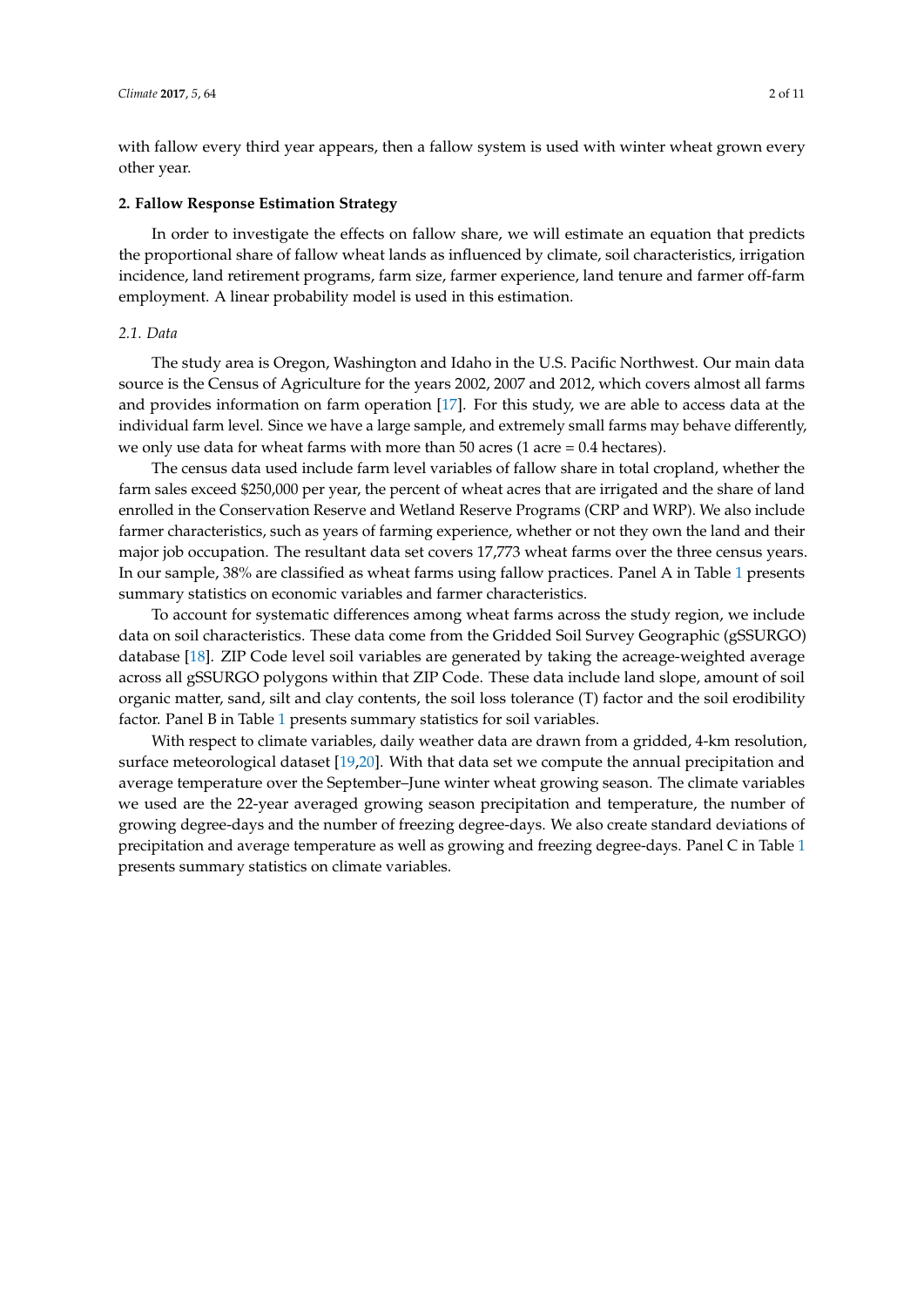with fallow every third year appears, then a fallow system is used with winter wheat grown every other year.

## 2. Fallow Response Estimation Strategy

In order to investigate the effects on fallow share, we will estimate an equation that predicts the proportional share of fallow wheat lands as influenced by climate, soil characteristics, irrigation incidence, land retirement programs, farm size, farmer experience, land tenure and farmer off-farm employment. A linear probability model is used in this estimation.

### *2.1. Data*

The study area is Oregon, Washington and Idaho in the U.S. Pacific Northwest. Our main data source is the Census of Agriculture for the years 2002, 2007 and 2012, which covers almost all farms and provides information on farm operation [17]. For this study, we are able to access data at the individual farm level. Since we have a large sample, and extremely small farms may behave differently, we only use data for wheat farms with more than 50 acres (1 acre = 0.4 hectares).

The census data used include farm level variables of fallow share in total cropland, whether the farm sales exceed $250,000 per year, the percent of wheat acres that are irrigated and the share of land enrolled in the Conservation Reserve and Wetland Reserve Programs (CRP and WRP). We also include farmer characteristics, such as years of farming experience, whether or not they own the land and their major job occupation. The resultant data set covers 17,773 wheat farms over the three census years. In our sample, 38% are classified as wheat farms using fallow practices. Panel A in Table 1 presents summary statistics on economic variables and farmer characteristics.

To account for systematic differences among wheat farms across the study region, we include data on soil characteristics. These data come from the Gridded Soil Survey Geographic (gSSURGO) database [18]. ZIP Code level soil variables are generated by taking the acreage-weighted average across all gSSURGO polygons within that ZIP Code. These data include land slope, amount of soil organic matter, sand, silt and clay contents, the soil loss tolerance (T) factor and the soil erodibility factor. Panel B in Table 1 presents summary statistics for soil variables.

With respect to climate variables, daily weather data are drawn from a gridded, 4-km resolution, surface meteorological dataset [19,20]. With that data set we compute the annual precipitation and average temperature over the September–June winter wheat growing season. The climate variables we used are the 22-year averaged growing season precipitation and temperature, the number of growing degree-days and the number of freezing degree-days. We also create standard deviations of precipitation and average temperature as well as growing and freezing degree-days. Panel C in Table 1 presents summary statistics on climate variables.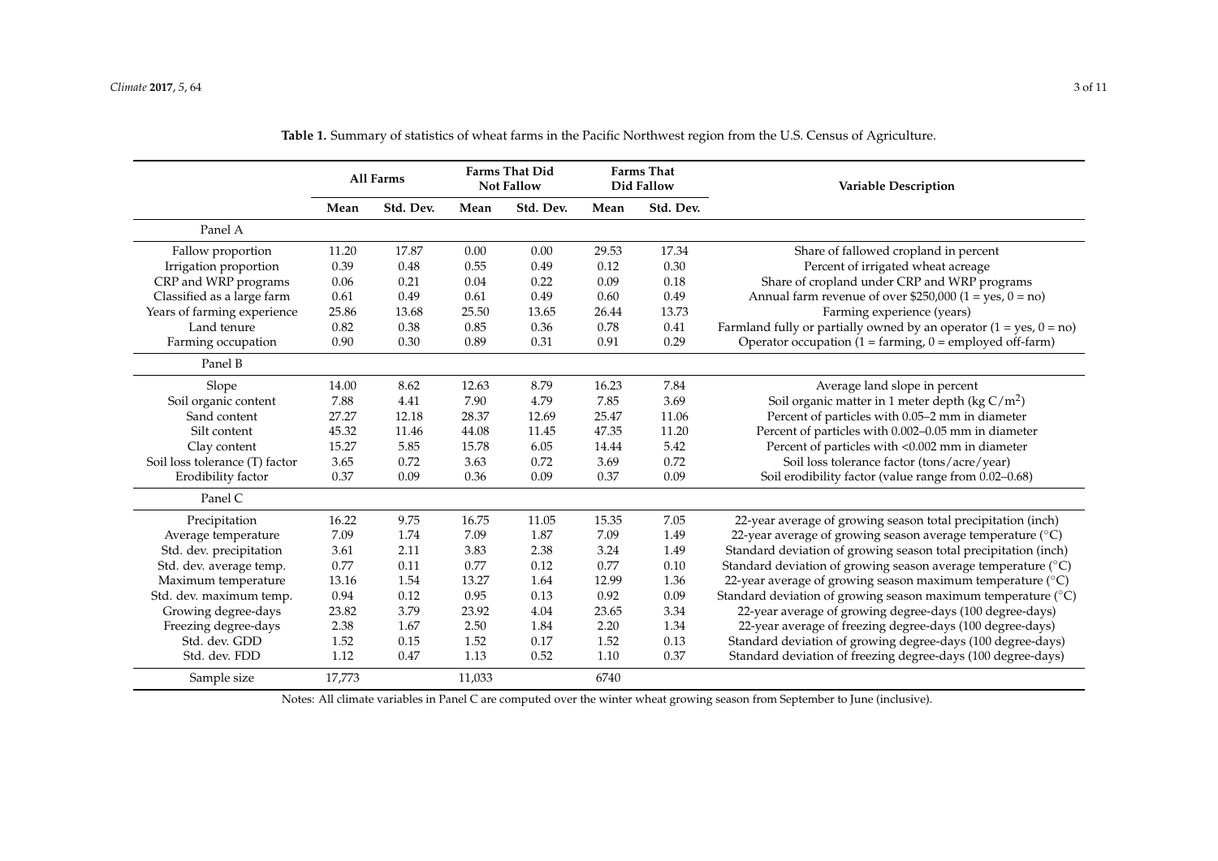**Table 1.** Summary of statistics of wheat farms in the Pacific Northwest region from the U.S. Census of Agriculture.

| | All Farms | | Farms That Did Not Fallow | | Farms That Did Fallow | | Variable Description |
|---|---|---|---|---|---|---|---|
| | Mean | Std. Dev. | Mean | Std. Dev. | Mean | Std. Dev. | |
| Panel A | | | | | | | |
| Fallow proportion | 11.20 | 17.87 | 0.00 | 0.00 | 29.53 | 17.34 | Share of fallowed cropland in percent |
| Irrigation proportion | 0.39 | 0.48 | 0.55 | 0.49 | 0.12 | 0.30 | Percent of irrigated wheat acreage |
| CRP and WRP programs | 0.06 | 0.21 | 0.04 | 0.22 | 0.09 | 0.18 | Share of cropland under CRP and WRP programs |
| Classified as a large farm | 0.61 | 0.49 | 0.61 | 0.49 | 0.60 | 0.49 | Annual farm revenue of over $250,000 (1 = yes, 0 = no) |
| Years of farming experience | 25.86 | 13.68 | 25.50 | 13.65 | 26.44 | 13.73 | Farming experience (years) |
| Land tenure | 0.82 | 0.38 | 0.85 | 0.36 | 0.78 | 0.41 | Farmland fully or partially owned by an operator (1 = yes, 0 = no) |
| Farming occupation | 0.90 | 0.30 | 0.89 | 0.31 | 0.91 | 0.29 | Operator occupation (1 = farming, 0 = employed off-farm) |
| Panel B | | | | | | | |
| Slope | 14.00 | 8.62 | 12.63 | 8.79 | 16.23 | 7.84 | Average land slope in percent |
| Soil organic content | 7.88 | 4.41 | 7.90 | 4.79 | 7.85 | 3.69 | Soil organic matter in 1 meter depth (kg $C/m^2$) |
| Sand content | 27.27 | 12.18 | 28.37 | 12.69 | 25.47 | 11.06 | Percent of particles with 0.05–2 mm in diameter |
| Silt content | 45.32 | 11.46 | 44.08 | 11.45 | 47.35 | 11.20 | Percent of particles with 0.002–0.05 mm in diameter |
| Clay content | 15.27 | 5.85 | 15.78 | 6.05 | 14.44 | 5.42 | Percent of particles with <0.002 mm in diameter |
| Soil loss tolerance (T) factor | 3.65 | 0.72 | 3.63 | 0.72 | 3.69 | 0.72 | Soil loss tolerance factor (tons/acre/year) |
| Erodibility factor | 0.37 | 0.09 | 0.36 | 0.09 | 0.37 | 0.09 | Soil erodibility factor (value range from 0.02–0.68) |
| Panel C | | | | | | | |
| Precipitation | 16.22 | 9.75 | 16.75 | 11.05 | 15.35 | 7.05 | 22-year average of growing season total precipitation (inch) |
| Average temperature | 7.09 | 1.74 | 7.09 | 1.87 | 7.09 | 1.49 | 22-year average of growing season average temperature (°C) |
| Std. dev. precipitation | 3.61 | 2.11 | 3.83 | 2.38 | 3.24 | 1.49 | Standard deviation of growing season total precipitation (inch) |
| Std. dev. average temp. | 0.77 | 0.11 | 0.77 | 0.12 | 0.77 | 0.10 | Standard deviation of growing season average temperature (°C) |
| Maximum temperature | 13.16 | 1.54 | 13.27 | 1.64 | 12.99 | 1.36 | 22-year average of growing season maximum temperature (°C) |
| Std. dev. maximum temp. | 0.94 | 0.12 | 0.95 | 0.13 | 0.92 | 0.09 | Standard deviation of growing season maximum temperature (°C) |
| Growing degree-days | 23.82 | 3.79 | 23.92 | 4.04 | 23.65 | 3.34 | 22-year average of growing degree-days (100 degree-days) |
| Freezing degree-days | 2.38 | 1.67 | 2.50 | 1.84 | 2.20 | 1.34 | 22-year average of freezing degree-days (100 degree-days) |
| Std. dev. GDD | 1.52 | 0.15 | 1.52 | 0.17 | 1.52 | 0.13 | Standard deviation of growing degree-days (100 degree-days) |
| Std. dev. FDD | 1.12 | 0.47 | 1.13 | 0.52 | 1.10 | 0.37 | Standard deviation of freezing degree-days (100 degree-days) |
| Sample size | 17,773 | | 11,033 | | 6740 | | |

Notes: All climate variables in Panel C are computed over the winter wheat growing season from September to June (inclusive).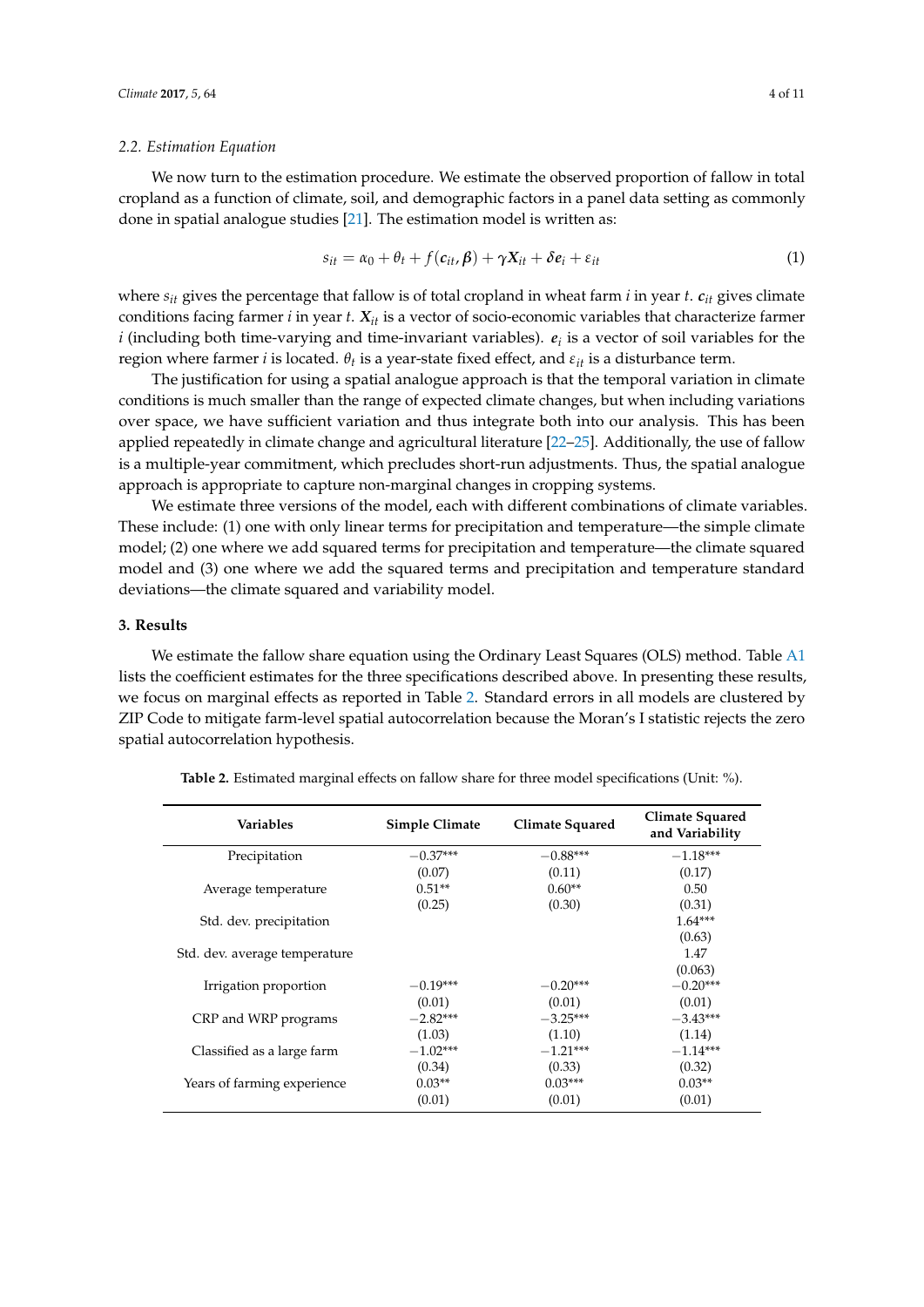### 2.2. Estimation Equation

We now turn to the estimation procedure. We estimate the observed proportion of fallow in total cropland as a function of climate, soil, and demographic factors in a panel data setting as commonly done in spatial analogue studies [21]. The estimation model is written as:

$$s_{it} = \alpha_0 + \theta_t + f(\boldsymbol{c}_{it}, \boldsymbol{\beta}) + \boldsymbol{\gamma}\boldsymbol{X}_{it} + \boldsymbol{\delta}\boldsymbol{e}_i + \varepsilon_{it} \quad (1)$$

where $s_{it}$ gives the percentage that fallow is of total cropland in wheat farm $i$ in year $t$. $\boldsymbol{c}_{it}$ gives climate conditions facing farmer $i$ in year $t$. $\boldsymbol{X}_{it}$ is a vector of socio-economic variables that characterize farmer $i$ (including both time-varying and time-invariant variables). $\boldsymbol{e}_i$ is a vector of soil variables for the region where farmer $i$ is located. $\theta_t$ is a year-state fixed effect, and $\varepsilon_{it}$ is a disturbance term.

The justification for using a spatial analogue approach is that the temporal variation in climate conditions is much smaller than the range of expected climate changes, but when including variations over space, we have sufficient variation and thus integrate both into our analysis. This has been applied repeatedly in climate change and agricultural literature [22–25]. Additionally, the use of fallow is a multiple-year commitment, which precludes short-run adjustments. Thus, the spatial analogue approach is appropriate to capture non-marginal changes in cropping systems.

We estimate three versions of the model, each with different combinations of climate variables. These include: (1) one with only linear terms for precipitation and temperature—the simple climate model; (2) one where we add squared terms for precipitation and temperature—the climate squared model and (3) one where we add the squared terms and precipitation and temperature standard deviations—the climate squared and variability model.

## 3. Results

We estimate the fallow share equation using the Ordinary Least Squares (OLS) method. Table A1 lists the coefficient estimates for the three specifications described above. In presenting these results, we focus on marginal effects as reported in Table 2. Standard errors in all models are clustered by ZIP Code to mitigate farm-level spatial autocorrelation because the Moran's I statistic rejects the zero spatial autocorrelation hypothesis.

**Table 2.** Estimated marginal effects on fallow share for three model specifications (Unit: %).

| Variables | Simple Climate | Climate Squared | Climate Squared and Variability |
|---|---|---|---|
| Precipitation | −0.37*** | −0.88*** | −1.18*** |
| | (0.07) | (0.11) | (0.17) |
| Average temperature | 0.51** | 0.60** | 0.50 |
| | (0.25) | (0.30) | (0.31) |
| Std. dev. precipitation | | | 1.64*** |
| | | | (0.63) |
| Std. dev. average temperature | | | 1.47 |
| | | | (0.063) |
| Irrigation proportion | −0.19*** | −0.20*** | −0.20*** |
| | (0.01) | (0.01) | (0.01) |
| CRP and WRP programs | −2.82*** | −3.25*** | −3.43*** |
| | (1.03) | (1.10) | (1.14) |
| Classified as a large farm | −1.02*** | −1.21*** | −1.14*** |
| | (0.34) | (0.33) | (0.32) |
| Years of farming experience | 0.03** | 0.03*** | 0.03** |
| | (0.01) | (0.01) | (0.01) |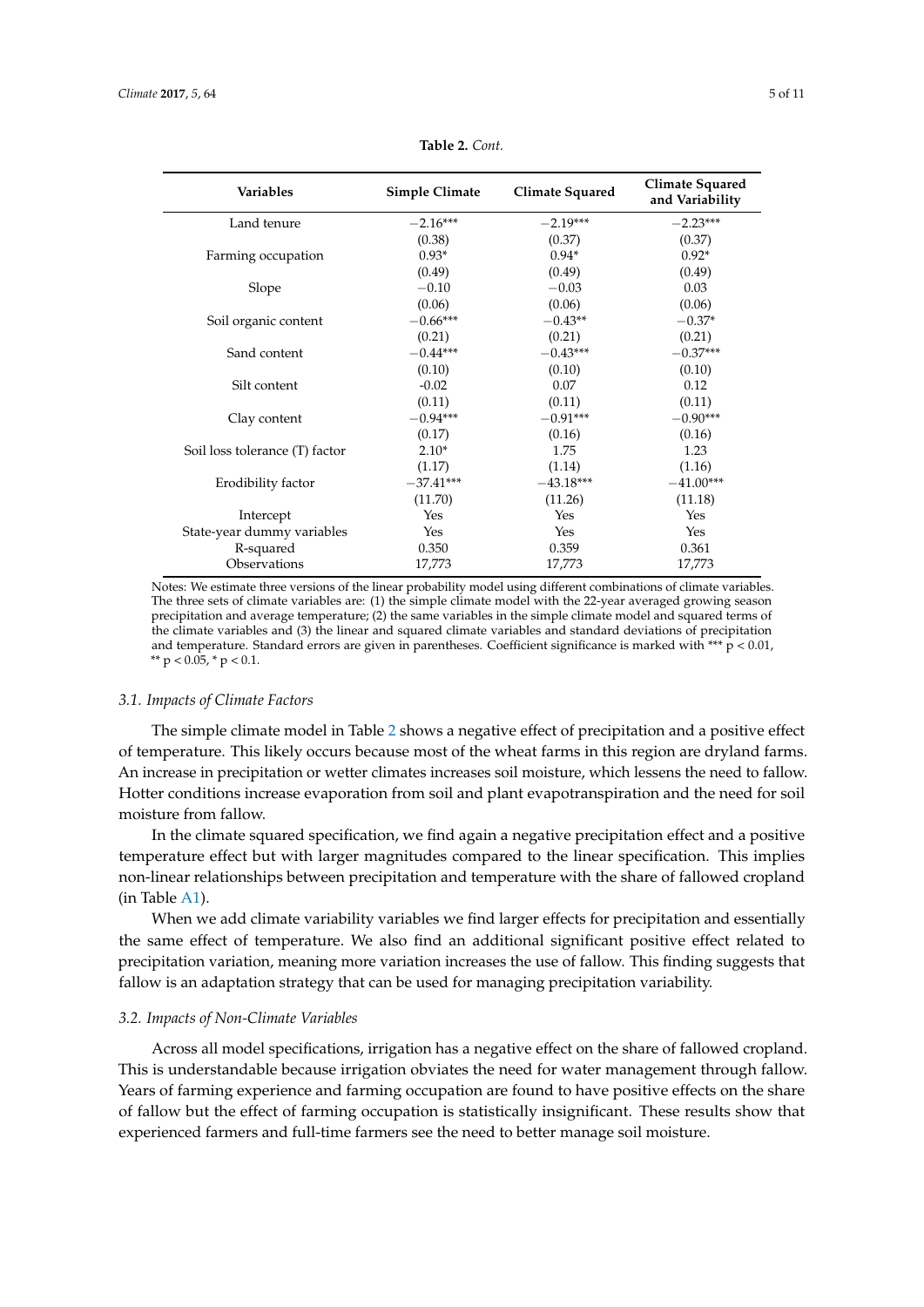**Table 2.** *Cont.*

| Variables | Simple Climate | Climate Squared | Climate Squared and Variability |
|---|---|---|---|
| Land tenure | −2.16*** | −2.19*** | −2.23*** |
| | (0.38) | (0.37) | (0.37) |
| Farming occupation | 0.93* | 0.94* | 0.92* |
| | (0.49) | (0.49) | (0.49) |
| Slope | −0.10 | −0.03 | 0.03 |
| | (0.06) | (0.06) | (0.06) |
| Soil organic content | −0.66*** | −0.43** | −0.37* |
| | (0.21) | (0.21) | (0.21) |
| Sand content | −0.44*** | −0.43*** | −0.37*** |
| | (0.10) | (0.10) | (0.10) |
| Silt content | -0.02 | 0.07 | 0.12 |
| | (0.11) | (0.11) | (0.11) |
| Clay content | −0.94*** | −0.91*** | −0.90*** |
| | (0.17) | (0.16) | (0.16) |
| Soil loss tolerance (T) factor | 2.10* | 1.75 | 1.23 |
| | (1.17) | (1.14) | (1.16) |
| Erodibility factor | −37.41*** | −43.18*** | −41.00*** |
| | (11.70) | (11.26) | (11.18) |
| Intercept | Yes | Yes | Yes |
| State-year dummy variables | Yes | Yes | Yes |
| R-squared | 0.350 | 0.359 | 0.361 |
| Observations | 17,773 | 17,773 | 17,773 |

Notes: We estimate three versions of the linear probability model using different combinations of climate variables. The three sets of climate variables are: (1) the simple climate model with the 22-year averaged growing season precipitation and average temperature; (2) the same variables in the simple climate model and squared terms of the climate variables and (3) the linear and squared climate variables and standard deviations of precipitation and temperature. Standard errors are given in parentheses. Coefficient significance is marked with *** $p < 0.01$, ** $p < 0.05$, * $p < 0.1$.

### *3.1. Impacts of Climate Factors*

The simple climate model in Table 2 shows a negative effect of precipitation and a positive effect of temperature. This likely occurs because most of the wheat farms in this region are dryland farms. An increase in precipitation or wetter climates increases soil moisture, which lessens the need to fallow. Hotter conditions increase evaporation from soil and plant evapotranspiration and the need for soil moisture from fallow.

In the climate squared specification, we find again a negative precipitation effect and a positive temperature effect but with larger magnitudes compared to the linear specification. This implies non-linear relationships between precipitation and temperature with the share of fallowed cropland (in Table A1).

When we add climate variability variables we find larger effects for precipitation and essentially the same effect of temperature. We also find an additional significant positive effect related to precipitation variation, meaning more variation increases the use of fallow. This finding suggests that fallow is an adaptation strategy that can be used for managing precipitation variability.

### *3.2. Impacts of Non-Climate Variables*

Across all model specifications, irrigation has a negative effect on the share of fallowed cropland. This is understandable because irrigation obviates the need for water management through fallow. Years of farming experience and farming occupation are found to have positive effects on the share of fallow but the effect of farming occupation is statistically insignificant. These results show that experienced farmers and full-time farmers see the need to better manage soil moisture.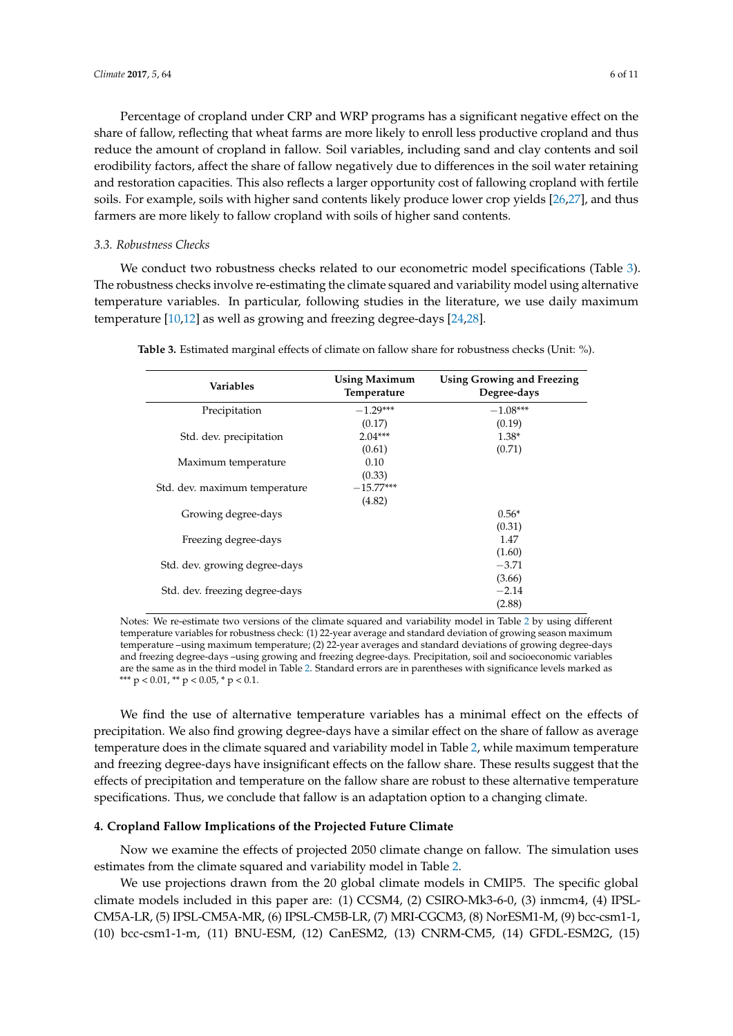Percentage of cropland under CRP and WRP programs has a significant negative effect on the share of fallow, reflecting that wheat farms are more likely to enroll less productive cropland and thus reduce the amount of cropland in fallow. Soil variables, including sand and clay contents and soil erodibility factors, affect the share of fallow negatively due to differences in the soil water retaining and restoration capacities. This also reflects a larger opportunity cost of fallowing cropland with fertile soils. For example, soils with higher sand contents likely produce lower crop yields [26,27], and thus farmers are more likely to fallow cropland with soils of higher sand contents.

### *3.3. Robustness Checks*

We conduct two robustness checks related to our econometric model specifications (Table 3). The robustness checks involve re-estimating the climate squared and variability model using alternative temperature variables. In particular, following studies in the literature, we use daily maximum temperature [10,12] as well as growing and freezing degree-days [24,28].

**Table 3.** Estimated marginal effects of climate on fallow share for robustness checks (Unit: %).

| Variables | Using Maximum Temperature | Using Growing and Freezing Degree-days |
|---|---|---|
| Precipitation | −1.29*** | −1.08*** |
| | (0.17) | (0.19) |
| Std. dev. precipitation | 2.04*** | 1.38* |
| | (0.61) | (0.71) |
| Maximum temperature | 0.10 | |
| | (0.33) | |
| Std. dev. maximum temperature | −15.77*** | |
| | (4.82) | |
| Growing degree-days | | 0.56* |
| | | (0.31) |
| Freezing degree-days | | 1.47 |
| | | (1.60) |
| Std. dev. growing degree-days | | −3.71 |
| | | (3.66) |
| Std. dev. freezing degree-days | | −2.14 |
| | | (2.88) |

Notes: We re-estimate two versions of the climate squared and variability model in Table 2 by using different temperature variables for robustness check: (1) 22-year average and standard deviation of growing season maximum temperature –using maximum temperature; (2) 22-year averages and standard deviations of growing degree-days and freezing degree-days –using growing and freezing degree-days. Precipitation, soil and socioeconomic variables are the same as in the third model in Table 2. Standard errors are in parentheses with significance levels marked as *** $p < 0.01$, ** $p < 0.05$, * $p < 0.1$.

We find the use of alternative temperature variables has a minimal effect on the effects of precipitation. We also find growing degree-days have a similar effect on the share of fallow as average temperature does in the climate squared and variability model in Table 2, while maximum temperature and freezing degree-days have insignificant effects on the fallow share. These results suggest that the effects of precipitation and temperature on the fallow share are robust to these alternative temperature specifications. Thus, we conclude that fallow is an adaptation option to a changing climate.

## 4. Cropland Fallow Implications of the Projected Future Climate

Now we examine the effects of projected 2050 climate change on fallow. The simulation uses estimates from the climate squared and variability model in Table 2.

We use projections drawn from the 20 global climate models in CMIP5. The specific global climate models included in this paper are: (1) CCSM4, (2) CSIRO-Mk3-6-0, (3) inmcm4, (4) IPSL-CM5A-LR, (5) IPSL-CM5A-MR, (6) IPSL-CM5B-LR, (7) MRI-CGCM3, (8) NorESM1-M, (9) bcc-csm1-1, (10) bcc-csm1-1-m, (11) BNU-ESM, (12) CanESM2, (13) CNRM-CM5, (14) GFDL-ESM2G, (15)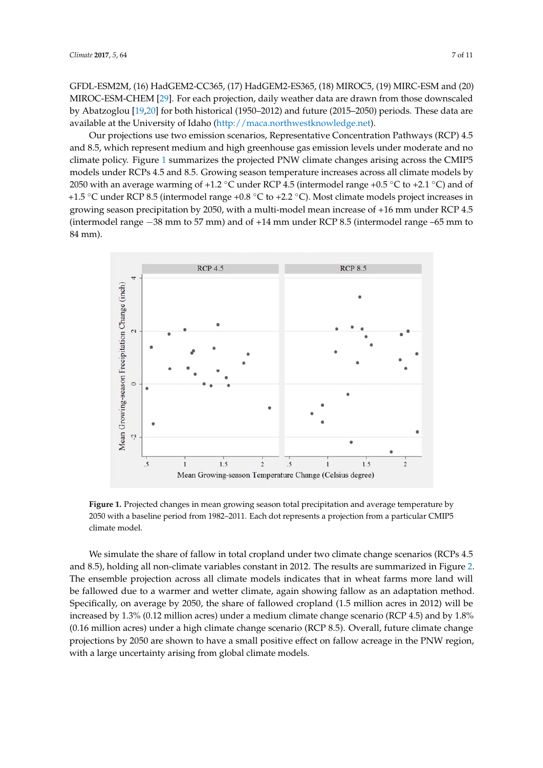GFDL-ESM2M, (16) HadGEM2-CC365, (17) HadGEM2-ES365, (18) MIROC5, (19) MIRC-ESM and (20) MIROC-ESM-CHEM [29]. For each projection, daily weather data are drawn from those downscaled by Abatzoglou [19,20] for both historical (1950–2012) and future (2015–2050) periods. These data are available at the University of Idaho (http://maca.northwestknowledge.net).

Our projections use two emission scenarios, Representative Concentration Pathways (RCP) 4.5 and 8.5, which represent medium and high greenhouse gas emission levels under moderate and no climate policy. Figure 1 summarizes the projected PNW climate changes arising across the CMIP5 models under RCPs 4.5 and 8.5. Growing season temperature increases across all climate models by 2050 with an average warming of +1.2 °C under RCP 4.5 (intermodel range +0.5 °C to +2.1 °C) and of +1.5 °C under RCP 8.5 (intermodel range +0.8 °C to +2.2 °C). Most climate models project increases in growing season precipitation by 2050, with a multi-model mean increase of +16 mm under RCP 4.5 (intermodel range −38 mm to 57 mm) and of +14 mm under RCP 8.5 (intermodel range –65 mm to 84 mm).

**Figure 1.** Projected changes in mean growing season total precipitation and average temperature by 2050 with a baseline period from 1982–2011. Each dot represents a projection from a particular CMIP5 climate model.

We simulate the share of fallow in total cropland under two climate change scenarios (RCPs 4.5 and 8.5), holding all non-climate variables constant in 2012. The results are summarized in Figure 2. The ensemble projection across all climate models indicates that in wheat farms more land will be fallowed due to a warmer and wetter climate, again showing fallow as an adaptation method. Specifically, on average by 2050, the share of fallowed cropland (1.5 million acres in 2012) will be increased by 1.3% (0.12 million acres) under a medium climate change scenario (RCP 4.5) and by 1.8% (0.16 million acres) under a high climate change scenario (RCP 8.5). Overall, future climate change projections by 2050 are shown to have a small positive effect on fallow acreage in the PNW region, with a large uncertainty arising from global climate models.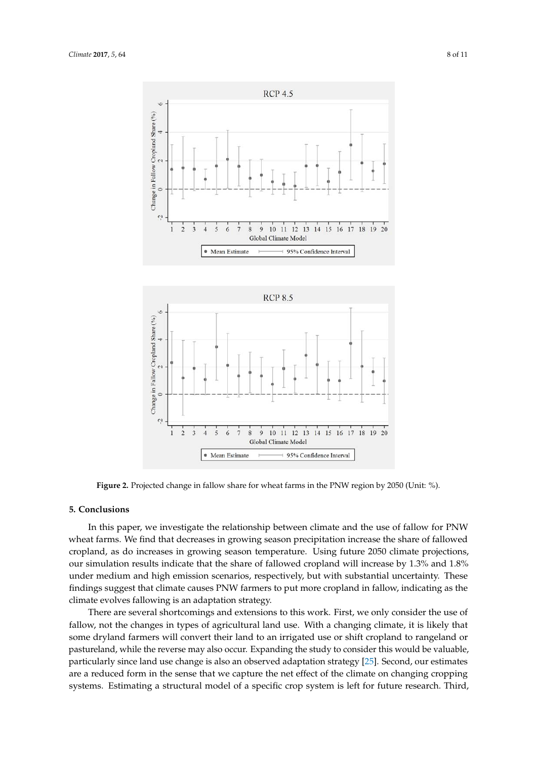**Figure 2.** Projected change in fallow share for wheat farms in the PNW region by 2050 (Unit: %).

## 5. Conclusions

In this paper, we investigate the relationship between climate and the use of fallow for PNW wheat farms. We find that decreases in growing season precipitation increase the share of fallowed cropland, as do increases in growing season temperature. Using future 2050 climate projections, our simulation results indicate that the share of fallowed cropland will increase by 1.3% and 1.8% under medium and high emission scenarios, respectively, but with substantial uncertainty. These findings suggest that climate causes PNW farmers to put more cropland in fallow, indicating as the climate evolves fallowing is an adaptation strategy.

There are several shortcomings and extensions to this work. First, we only consider the use of fallow, not the changes in types of agricultural land use. With a changing climate, it is likely that some dryland farmers will convert their land to an irrigated use or shift cropland to rangeland or pastureland, while the reverse may also occur. Expanding the study to consider this would be valuable, particularly since land use change is also an observed adaptation strategy [25]. Second, our estimates are a reduced form in the sense that we capture the net effect of the climate on changing cropping systems. Estimating a structural model of a specific crop system is left for future research. Third,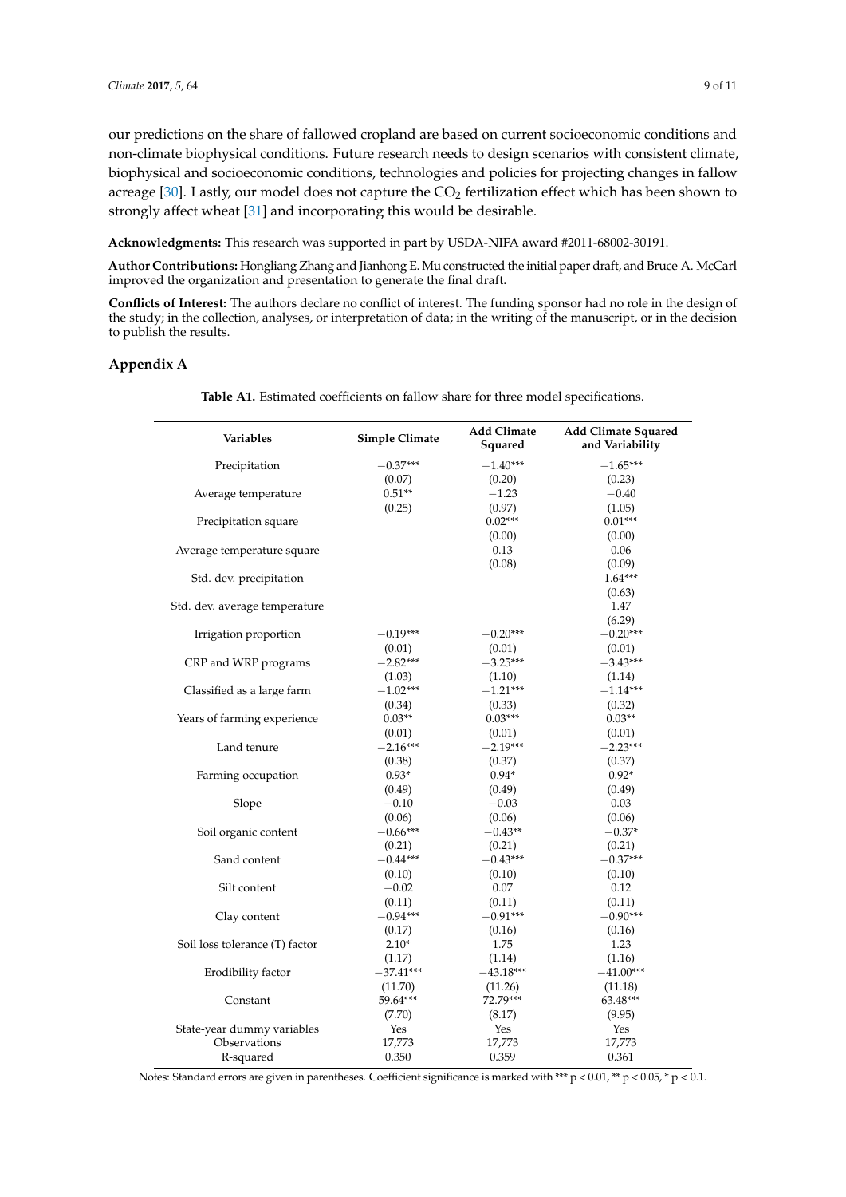our predictions on the share of fallowed cropland are based on current socioeconomic conditions and non-climate biophysical conditions. Future research needs to design scenarios with consistent climate, biophysical and socioeconomic conditions, technologies and policies for projecting changes in fallow acreage [30]. Lastly, our model does not capture the $CO_2$ fertilization effect which has been shown to strongly affect wheat [31] and incorporating this would be desirable.

**Acknowledgments:** This research was supported in part by USDA-NIFA award #2011-68002-30191.

**Author Contributions:** Hongliang Zhang and Jianhong E. Mu constructed the initial paper draft, and Bruce A. McCarl improved the organization and presentation to generate the final draft.

**Conflicts of Interest:** The authors declare no conflict of interest. The funding sponsor had no role in the design of the study; in the collection, analyses, or interpretation of data; in the writing of the manuscript, or in the decision to publish the results.

## Appendix A

**Table A1.** Estimated coefficients on fallow share for three model specifications.

| Variables | Simple Climate | Add Climate Squared | Add Climate Squared and Variability |
|---|---|---|---|
| Precipitation | −0.37*** | −1.40*** | −1.65*** |
| | (0.07) | (0.20) | (0.23) |
| Average temperature | 0.51** | −1.23 | −0.40 |
| | (0.25) | (0.97) | (1.05) |
| Precipitation square | | 0.02*** | 0.01*** |
| | | (0.00) | (0.00) |
| Average temperature square | | 0.13 | 0.06 |
| | | (0.08) | (0.09) |
| Std. dev. precipitation | | | 1.64*** |
| | | | (0.63) |
| Std. dev. average temperature | | | 1.47 |
| | | | (6.29) |
| Irrigation proportion | −0.19*** | −0.20*** | −0.20*** |
| | (0.01) | (0.01) | (0.01) |
| CRP and WRP programs | −2.82*** | −3.25*** | −3.43*** |
| | (1.03) | (1.10) | (1.14) |
| Classified as a large farm | −1.02*** | −1.21*** | −1.14*** |
| | (0.34) | (0.33) | (0.32) |
| Years of farming experience | 0.03** | 0.03*** | 0.03** |
| | (0.01) | (0.01) | (0.01) |
| Land tenure | −2.16*** | −2.19*** | −2.23*** |
| | (0.38) | (0.37) | (0.37) |
| Farming occupation | 0.93* | 0.94* | 0.92* |
| | (0.49) | (0.49) | (0.49) |
| Slope | −0.10 | −0.03 | 0.03 |
| | (0.06) | (0.06) | (0.06) |
| Soil organic content | −0.66*** | −0.43** | −0.37* |
| | (0.21) | (0.21) | (0.21) |
| Sand content | −0.44*** | −0.43*** | −0.37*** |
| | (0.10) | (0.10) | (0.10) |
| Silt content | −0.02 | 0.07 | 0.12 |
| | (0.11) | (0.11) | (0.11) |
| Clay content | −0.94*** | −0.91*** | −0.90*** |
| | (0.17) | (0.16) | (0.16) |
| Soil loss tolerance (T) factor | 2.10* | 1.75 | 1.23 |
| | (1.17) | (1.14) | (1.16) |
| Erodibility factor | −37.41*** | −43.18*** | −41.00*** |
| | (11.70) | (11.26) | (11.18) |
| Constant | 59.64*** | 72.79*** | 63.48*** |
| | (7.70) | (8.17) | (9.95) |
| State-year dummy variables | Yes | Yes | Yes |
| Observations | 17,773 | 17,773 | 17,773 |
| R-squared | 0.350 | 0.359 | 0.361 |

Notes: Standard errors are given in parentheses. Coefficient significance is marked with *** $p < 0.01$, ** $p < 0.05$, * $p < 0.1$.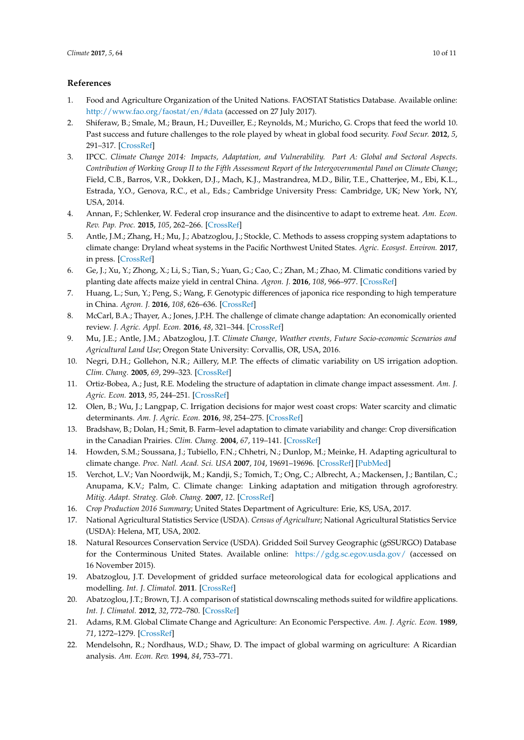## References

1. Food and Agriculture Organization of the United Nations. FAOSTAT Statistics Database. Available online: http://www.fao.org/faostat/en/#data (accessed on 27 July 2017).
2. Shiferaw, B.; Smale, M.; Braun, H.; Duveiller, E.; Reynolds, M.; Muricho, G. Crops that feed the world 10. Past success and future challenges to the role played by wheat in global food security. *Food Secur.* **2012**, *5*, 291–317. [CrossRef]
3. IPCC. *Climate Change 2014: Impacts, Adaptation, and Vulnerability. Part A: Global and Sectoral Aspects. Contribution of Working Group II to the Fifth Assessment Report of the Intergovernmental Panel on Climate Change*; Field, C.B., Barros, V.R., Dokken, D.J., Mach, K.J., Mastrandrea, M.D., Bilir, T.E., Chatterjee, M., Ebi, K.L., Estrada, Y.O., Genova, R.C., et al., Eds.; Cambridge University Press: Cambridge, UK; New York, NY, USA, 2014.
4. Annan, F.; Schlenker, W. Federal crop insurance and the disincentive to adapt to extreme heat. *Am. Econ. Rev. Pap. Proc.* **2015**, *105*, 262–266. [CrossRef]
5. Antle, J.M.; Zhang, H.; Mu, J.; Abatzoglou, J.; Stockle, C. Methods to assess cropping system adaptations to climate change: Dryland wheat systems in the Pacific Northwest United States. *Agric. Ecosyst. Environ.* **2017**, in press. [CrossRef]
6. Ge, J.; Xu, Y.; Zhong, X.; Li, S.; Tian, S.; Yuan, G.; Cao, C.; Zhan, M.; Zhao, M. Climatic conditions varied by planting date affects maize yield in central China. *Agron. J.* **2016**, *108*, 966–977. [CrossRef]
7. Huang, L.; Sun, Y.; Peng, S.; Wang, F. Genotypic differences of japonica rice responding to high temperature in China. *Agron. J.* **2016**, *108*, 626–636. [CrossRef]
8. McCarl, B.A.; Thayer, A.; Jones, J.P.H. The challenge of climate change adaptation: An economically oriented review. *J. Agric. Appl. Econ.* **2016**, *48*, 321–344. [CrossRef]
9. Mu, J.E.; Antle, J.M.; Abatzoglou, J.T. *Climate Change, Weather events, Future Socio-economic Scenarios and Agricultural Land Use*; Oregon State University: Corvallis, OR, USA, 2016.
10. Negri, D.H.; Gollehon, N.R.; Aillery, M.P. The effects of climatic variability on US irrigation adoption. *Clim. Chang.* **2005**, *69*, 299–323. [CrossRef]
11. Ortiz-Bobea, A.; Just, R.E. Modeling the structure of adaptation in climate change impact assessment. *Am. J. Agric. Econ.* **2013**, *95*, 244–251. [CrossRef]
12. Olen, B.; Wu, J.; Langpap, C. Irrigation decisions for major west coast crops: Water scarcity and climatic determinants. *Am. J. Agric. Econ.* **2016**, *98*, 254–275. [CrossRef]
13. Bradshaw, B.; Dolan, H.; Smit, B. Farm–level adaptation to climate variability and change: Crop diversification in the Canadian Prairies. *Clim. Chang.* **2004**, *67*, 119–141. [CrossRef]
14. Howden, S.M.; Soussana, J.; Tubiello, F.N.; Chhetri, N.; Dunlop, M.; Meinke, H. Adapting agricultural to climate change. *Proc. Natl. Acad. Sci. USA* **2007**, *104*, 19691–19696. [CrossRef] [PubMed]
15. Verchot, L.V.; Van Noordwijk, M.; Kandji, S.; Tomich, T.; Ong, C.; Albrecht, A.; Mackensen, J.; Bantilan, C.; Anupama, K.V.; Palm, C. Climate change: Linking adaptation and mitigation through agroforestry. *Mitig. Adapt. Strateg. Glob. Chang.* **2007**, *12*. [CrossRef]
16. *Crop Production 2016 Summary*; United States Department of Agriculture: Erie, KS, USA, 2017.
17. National Agricultural Statistics Service (USDA). *Census of Agriculture*; National Agricultural Statistics Service (USDA): Helena, MT, USA, 2002.
18. Natural Resources Conservation Service (USDA). Gridded Soil Survey Geographic (gSSURGO) Database for the Conterminous United States. Available online: https://gdg.sc.egov.usda.gov/ (accessed on 16 November 2015).
19. Abatzoglou, J.T. Development of gridded surface meteorological data for ecological applications and modelling. *Int. J. Climatol.* **2011**. [CrossRef]
20. Abatzoglou, J.T.; Brown, T.J. A comparison of statistical downscaling methods suited for wildfire applications. *Int. J. Climatol.* **2012**, *32*, 772–780. [CrossRef]
21. Adams, R.M. Global Climate Change and Agriculture: An Economic Perspective. *Am. J. Agric. Econ.* **1989**, *71*, 1272–1279. [CrossRef]
22. Mendelsohn, R.; Nordhaus, W.D.; Shaw, D. The impact of global warming on agriculture: A Ricardian analysis. *Am. Econ. Rev.* **1994**, *84*, 753–771.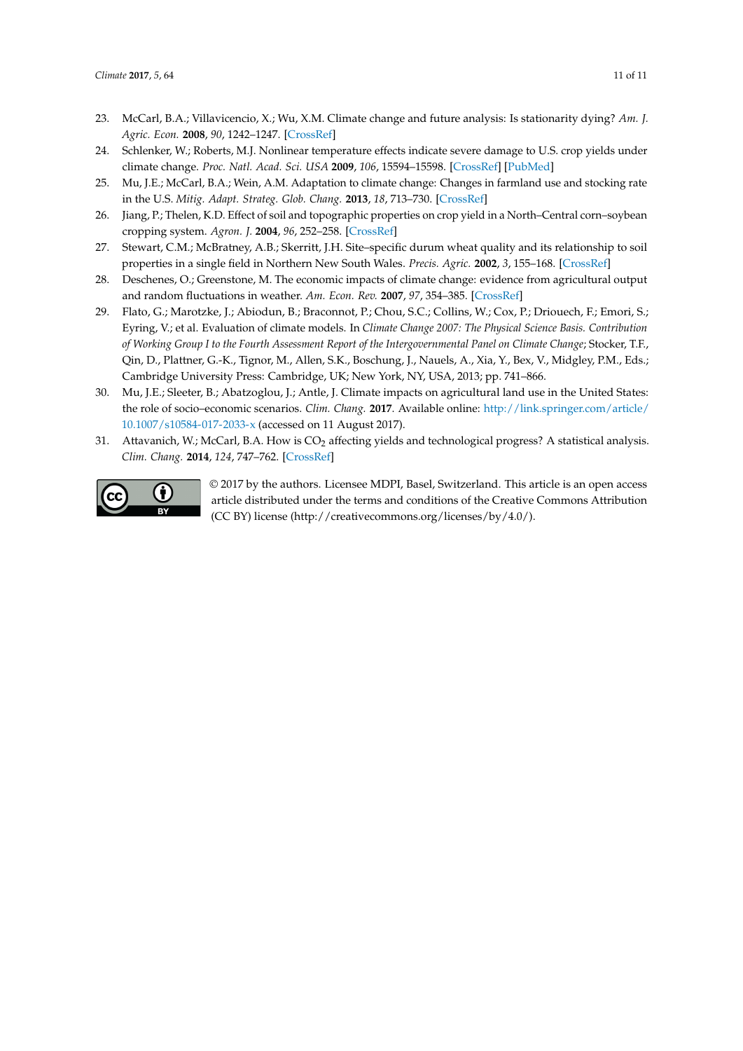23. McCarl, B.A.; Villavicencio, X.; Wu, X.M. Climate change and future analysis: Is stationarity dying? *Am. J. Agric. Econ.* **2008**, *90*, 1242–1247. [CrossRef]
24. Schlenker, W.; Roberts, M.J. Nonlinear temperature effects indicate severe damage to U.S. crop yields under climate change. *Proc. Natl. Acad. Sci. USA* **2009**, *106*, 15594–15598. [CrossRef] [PubMed]
25. Mu, J.E.; McCarl, B.A.; Wein, A.M. Adaptation to climate change: Changes in farmland use and stocking rate in the U.S. *Mitig. Adapt. Strateg. Glob. Chang.* **2013**, *18*, 713–730. [CrossRef]
26. Jiang, P.; Thelen, K.D. Effect of soil and topographic properties on crop yield in a North–Central corn–soybean cropping system. *Agron. J.* **2004**, *96*, 252–258. [CrossRef]
27. Stewart, C.M.; McBratney, A.B.; Skerritt, J.H. Site–specific durum wheat quality and its relationship to soil properties in a single field in Northern New South Wales. *Precis. Agric.* **2002**, *3*, 155–168. [CrossRef]
28. Deschenes, O.; Greenstone, M. The economic impacts of climate change: evidence from agricultural output and random fluctuations in weather. *Am. Econ. Rev.* **2007**, *97*, 354–385. [CrossRef]
29. Flato, G.; Marotzke, J.; Abiodun, B.; Braconnot, P.; Chou, S.C.; Collins, W.; Cox, P.; Driouech, F.; Emori, S.; Eyring, V.; et al. Evaluation of climate models. In *Climate Change 2007: The Physical Science Basis. Contribution of Working Group I to the Fourth Assessment Report of the Intergovernmental Panel on Climate Change*; Stocker, T.F., Qin, D., Plattner, G.-K., Tignor, M., Allen, S.K., Boschung, J., Nauels, A., Xia, Y., Bex, V., Midgley, P.M., Eds.; Cambridge University Press: Cambridge, UK; New York, NY, USA, 2013; pp. 741–866.
30. Mu, J.E.; Sleeter, B.; Abatzoglou, J.; Antle, J. Climate impacts on agricultural land use in the United States: the role of socio–economic scenarios. *Clim. Chang.* **2017**. Available online: http://link.springer.com/article/10.1007/s10584-017-2033-x (accessed on 11 August 2017).
31. Attavanich, W.; McCarl, B.A. How is $CO_2$ affecting yields and technological progress? A statistical analysis. *Clim. Chang.* **2014**, *124*, 747–762. [CrossRef]

© 2017 by the authors. Licensee MDPI, Basel, Switzerland. This article is an open access article distributed under the terms and conditions of the Creative Commons Attribution (CC BY) license (http://creativecommons.org/licenses/by/4.0/).